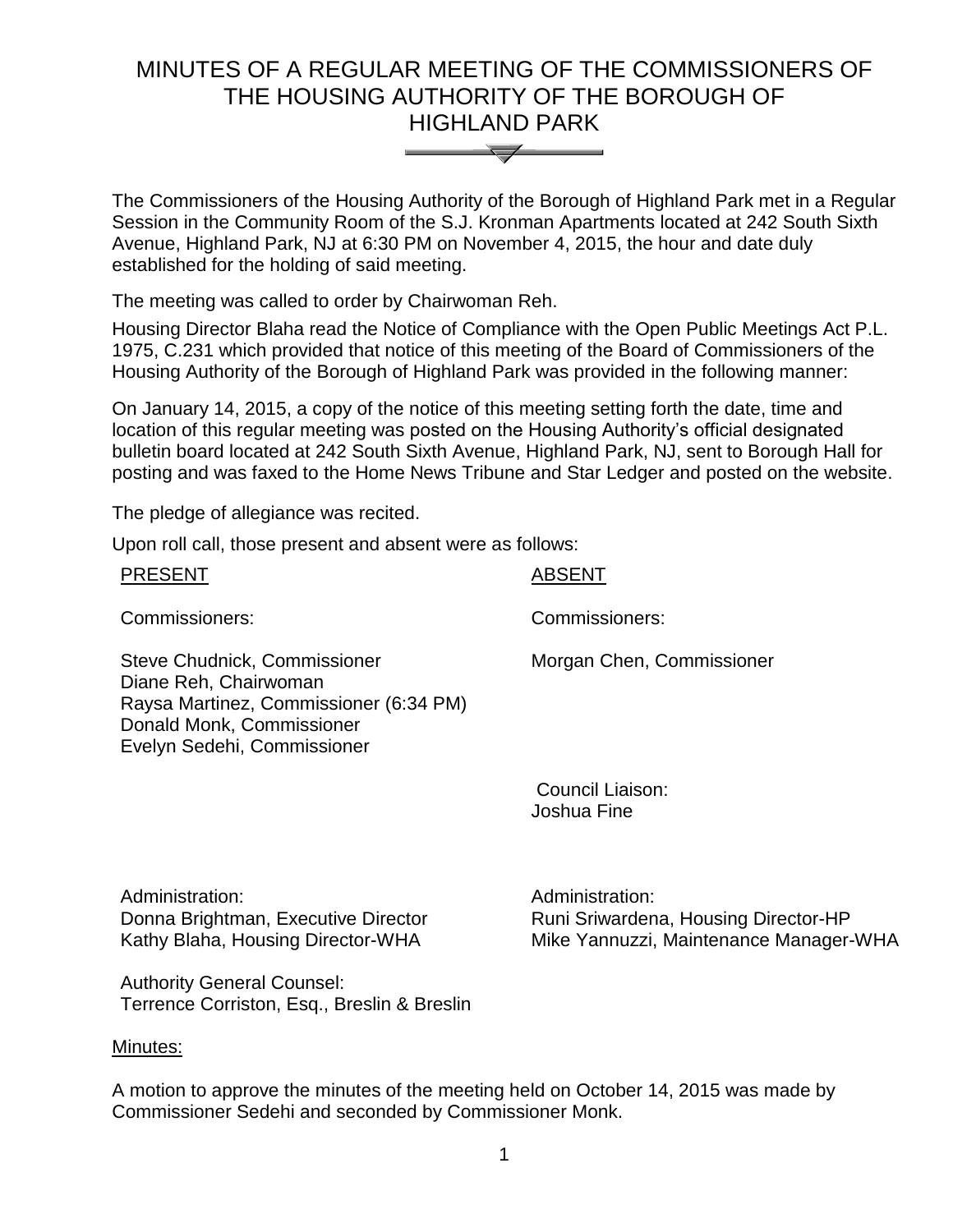# MINUTES OF A REGULAR MEETING OF THE COMMISSIONERS OF THE HOUSING AUTHORITY OF THE BOROUGH OF HIGHLAND PARK

The Commissioners of the Housing Authority of the Borough of Highland Park met in a Regular Session in the Community Room of the S.J. Kronman Apartments located at 242 South Sixth Avenue, Highland Park, NJ at 6:30 PM on November 4, 2015, the hour and date duly established for the holding of said meeting.

The meeting was called to order by Chairwoman Reh.

Housing Director Blaha read the Notice of Compliance with the Open Public Meetings Act P.L. 1975, C.231 which provided that notice of this meeting of the Board of Commissioners of the Housing Authority of the Borough of Highland Park was provided in the following manner:

On January 14, 2015, a copy of the notice of this meeting setting forth the date, time and location of this regular meeting was posted on the Housing Authority's official designated bulletin board located at 242 South Sixth Avenue, Highland Park, NJ, sent to Borough Hall for posting and was faxed to the Home News Tribune and Star Ledger and posted on the website.

The pledge of allegiance was recited.

Upon roll call, those present and absent were as follows:

| PRESENT | ABSENT |
|---|---|
| Commissioners: | Commissioners: |
| Steve Chudnick, Commissioner<br>Diane Reh, Chairwoman<br>Raysa Martinez, Commissioner (6:34 PM)<br>Donald Monk, Commissioner<br>Evelyn Sedehi, Commissioner | Morgan Chen, Commissioner |
| | Council Liaison:<br>Joshua Fine |
| Administration:<br>Donna Brightman, Executive Director<br>Kathy Blaha, Housing Director-WHA | Administration:<br>Runi Sriwardena, Housing Director-HP<br>Mike Yannuzzi, Maintenance Manager-WHA |
| Authority General Counsel:<br>Terrence Corriston, Esq., Breslin & Breslin | |

Minutes:

A motion to approve the minutes of the meeting held on October 14, 2015 was made by Commissioner Sedehi and seconded by Commissioner Monk.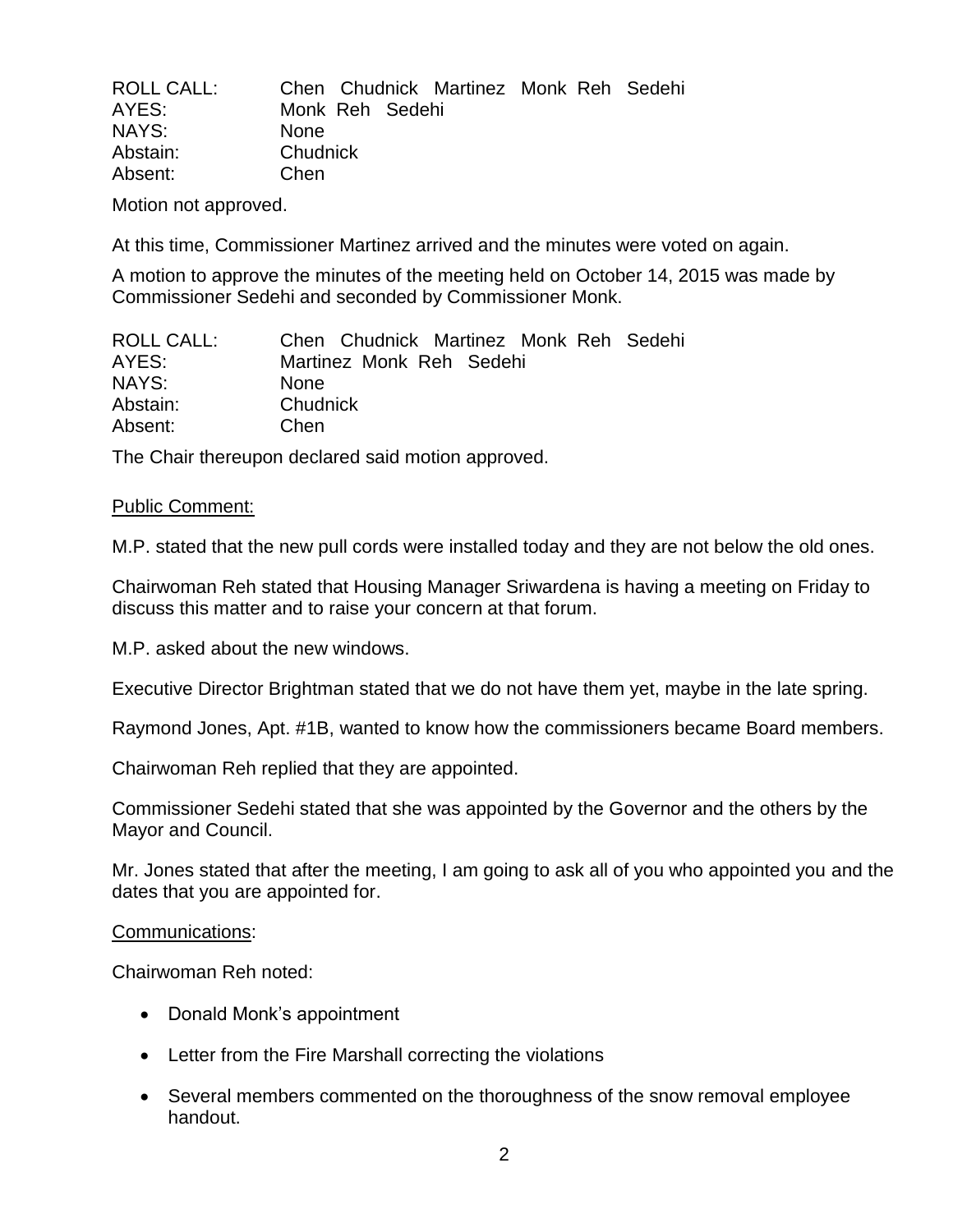| ROLL CALL: | Chen Chudnick Martinez Monk Reh Sedehi |
|---|---|
| AYES: | Monk Reh Sedehi |
| NAYS: | None |
| Abstain: | Chudnick |
| Absent: | Chen |

Motion not approved.

At this time, Commissioner Martinez arrived and the minutes were voted on again.

A motion to approve the minutes of the meeting held on October 14, 2015 was made by Commissioner Sedehi and seconded by Commissioner Monk.

| ROLL CALL: | Chen Chudnick Martinez Monk Reh Sedehi |
|---|---|
| AYES: | Martinez Monk Reh Sedehi |
| NAYS: | None |
| Abstain: | Chudnick |
| Absent: | Chen |

The Chair thereupon declared said motion approved.

Public Comment:

M.P. stated that the new pull cords were installed today and they are not below the old ones.

Chairwoman Reh stated that Housing Manager Sriwardena is having a meeting on Friday to discuss this matter and to raise your concern at that forum.

M.P. asked about the new windows.

Executive Director Brightman stated that we do not have them yet, maybe in the late spring.

Raymond Jones, Apt. #1B, wanted to know how the commissioners became Board members.

Chairwoman Reh replied that they are appointed.

Commissioner Sedehi stated that she was appointed by the Governor and the others by the Mayor and Council.

Mr. Jones stated that after the meeting, I am going to ask all of you who appointed you and the dates that you are appointed for.

Communications:

Chairwoman Reh noted:

- Donald Monk's appointment
- Letter from the Fire Marshall correcting the violations
- Several members commented on the thoroughness of the snow removal employee handout.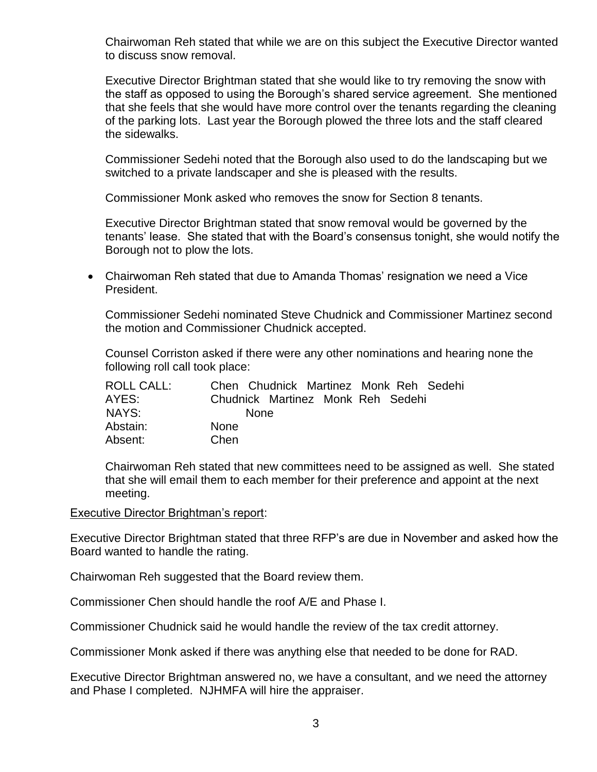Chairwoman Reh stated that while we are on this subject the Executive Director wanted to discuss snow removal.

Executive Director Brightman stated that she would like to try removing the snow with the staff as opposed to using the Borough's shared service agreement. She mentioned that she feels that she would have more control over the tenants regarding the cleaning of the parking lots. Last year the Borough plowed the three lots and the staff cleared the sidewalks.

Commissioner Sedehi noted that the Borough also used to do the landscaping but we switched to a private landscaper and she is pleased with the results.

Commissioner Monk asked who removes the snow for Section 8 tenants.

Executive Director Brightman stated that snow removal would be governed by the tenants' lease. She stated that with the Board's consensus tonight, she would notify the Borough not to plow the lots.

- Chairwoman Reh stated that due to Amanda Thomas' resignation we need a Vice President.

Commissioner Sedehi nominated Steve Chudnick and Commissioner Martinez second the motion and Commissioner Chudnick accepted.

Counsel Corriston asked if there were any other nominations and hearing none the following roll call took place:

| | |
|---|---|
| ROLL CALL: | Chen Chudnick Martinez Monk Reh Sedehi |
| AYES: | Chudnick Martinez Monk Reh Sedehi |
| NAYS: | None |
| Abstain: | None |
| Absent: | Chen |

Chairwoman Reh stated that new committees need to be assigned as well. She stated that she will email them to each member for their preference and appoint at the next meeting.

Executive Director Brightman's report:

Executive Director Brightman stated that three RFP's are due in November and asked how the Board wanted to handle the rating.

Chairwoman Reh suggested that the Board review them.

Commissioner Chen should handle the roof A/E and Phase I.

Commissioner Chudnick said he would handle the review of the tax credit attorney.

Commissioner Monk asked if there was anything else that needed to be done for RAD.

Executive Director Brightman answered no, we have a consultant, and we need the attorney and Phase I completed. NJHMFA will hire the appraiser.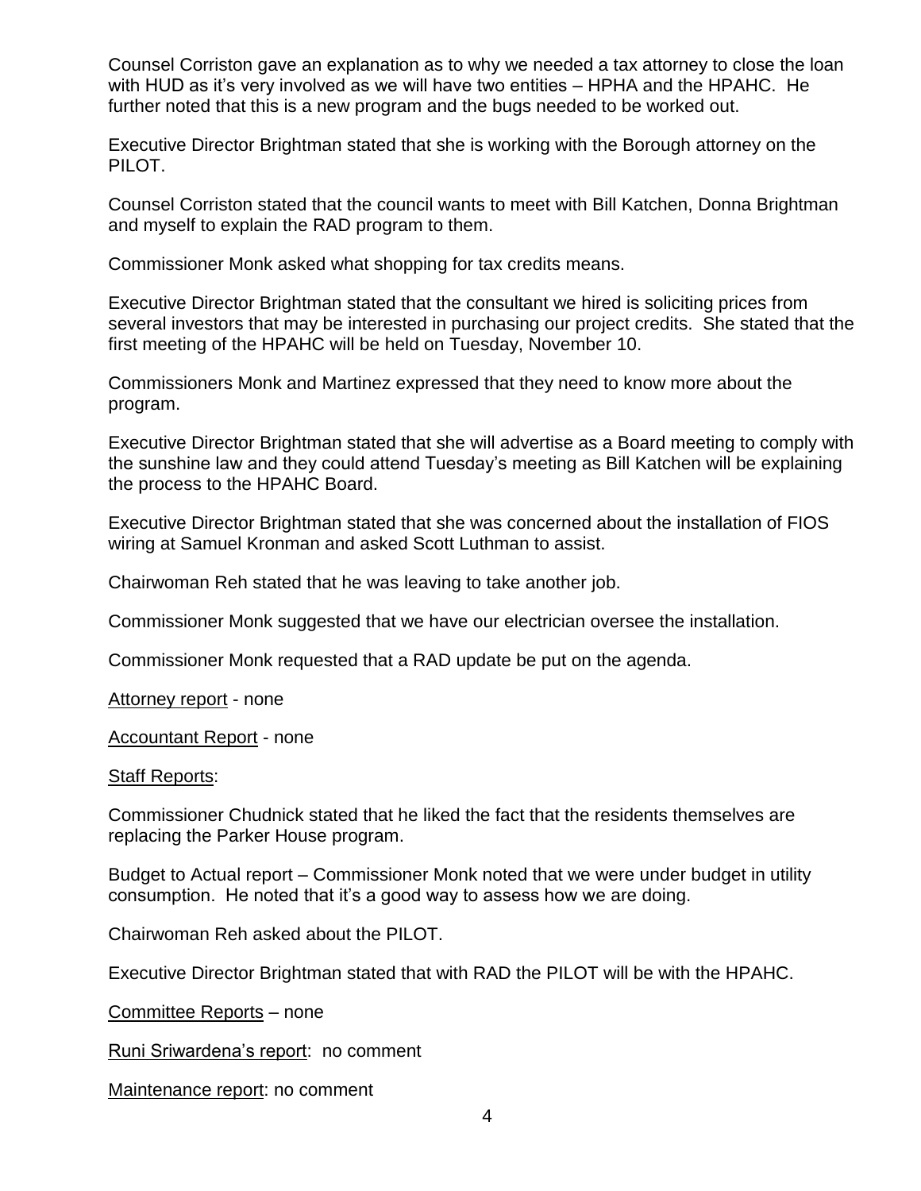Counsel Corriston gave an explanation as to why we needed a tax attorney to close the loan with HUD as it's very involved as we will have two entities – HPHA and the HPAHC. He further noted that this is a new program and the bugs needed to be worked out.

Executive Director Brightman stated that she is working with the Borough attorney on the PILOT.

Counsel Corriston stated that the council wants to meet with Bill Katchen, Donna Brightman and myself to explain the RAD program to them.

Commissioner Monk asked what shopping for tax credits means.

Executive Director Brightman stated that the consultant we hired is soliciting prices from several investors that may be interested in purchasing our project credits. She stated that the first meeting of the HPAHC will be held on Tuesday, November 10.

Commissioners Monk and Martinez expressed that they need to know more about the program.

Executive Director Brightman stated that she will advertise as a Board meeting to comply with the sunshine law and they could attend Tuesday's meeting as Bill Katchen will be explaining the process to the HPAHC Board.

Executive Director Brightman stated that she was concerned about the installation of FIOS wiring at Samuel Kronman and asked Scott Luthman to assist.

Chairwoman Reh stated that he was leaving to take another job.

Commissioner Monk suggested that we have our electrician oversee the installation.

Commissioner Monk requested that a RAD update be put on the agenda.

<u>Attorney report</u> - none

<u>Accountant Report</u> - none

<u>Staff Reports</u>:

Commissioner Chudnick stated that he liked the fact that the residents themselves are replacing the Parker House program.

Budget to Actual report – Commissioner Monk noted that we were under budget in utility consumption. He noted that it's a good way to assess how we are doing.

Chairwoman Reh asked about the PILOT.

Executive Director Brightman stated that with RAD the PILOT will be with the HPAHC.

<u>Committee Reports</u> – none

<u>Runi Sriwardena's report</u>: no comment

<u>Maintenance report</u>: no comment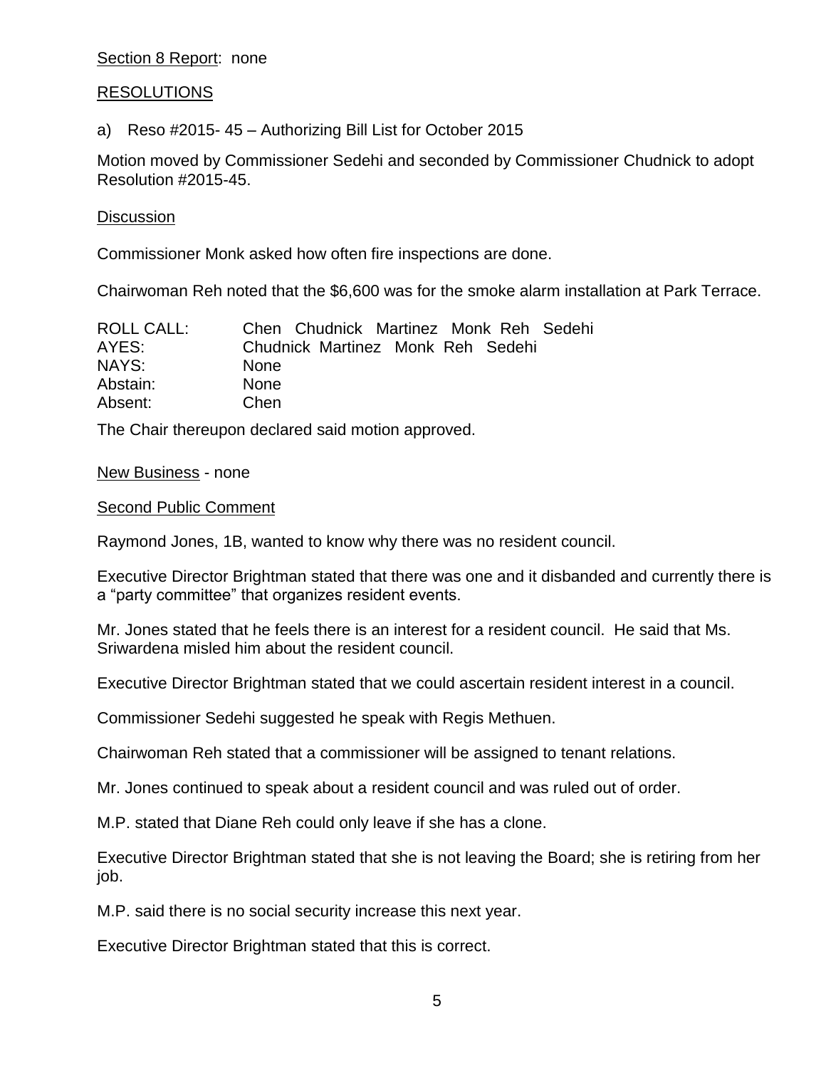Section 8 Report: none

RESOLUTIONS

a) Reso #2015- 45 – Authorizing Bill List for October 2015

Motion moved by Commissioner Sedehi and seconded by Commissioner Chudnick to adopt Resolution #2015-45.

Discussion

Commissioner Monk asked how often fire inspections are done.

Chairwoman Reh noted that the $6,600 was for the smoke alarm installation at Park Terrace.

| | |
|---|---|
| ROLL CALL: | Chen Chudnick Martinez Monk Reh Sedehi |
| AYES: | Chudnick Martinez Monk Reh Sedehi |
| NAYS: | None |
| Abstain: | None |
| Absent: | Chen |

The Chair thereupon declared said motion approved.

New Business - none

Second Public Comment

Raymond Jones, 1B, wanted to know why there was no resident council.

Executive Director Brightman stated that there was one and it disbanded and currently there is a "party committee" that organizes resident events.

Mr. Jones stated that he feels there is an interest for a resident council. He said that Ms. Sriwardena misled him about the resident council.

Executive Director Brightman stated that we could ascertain resident interest in a council.

Commissioner Sedehi suggested he speak with Regis Methuen.

Chairwoman Reh stated that a commissioner will be assigned to tenant relations.

Mr. Jones continued to speak about a resident council and was ruled out of order.

M.P. stated that Diane Reh could only leave if she has a clone.

Executive Director Brightman stated that she is not leaving the Board; she is retiring from her job.

M.P. said there is no social security increase this next year.

Executive Director Brightman stated that this is correct.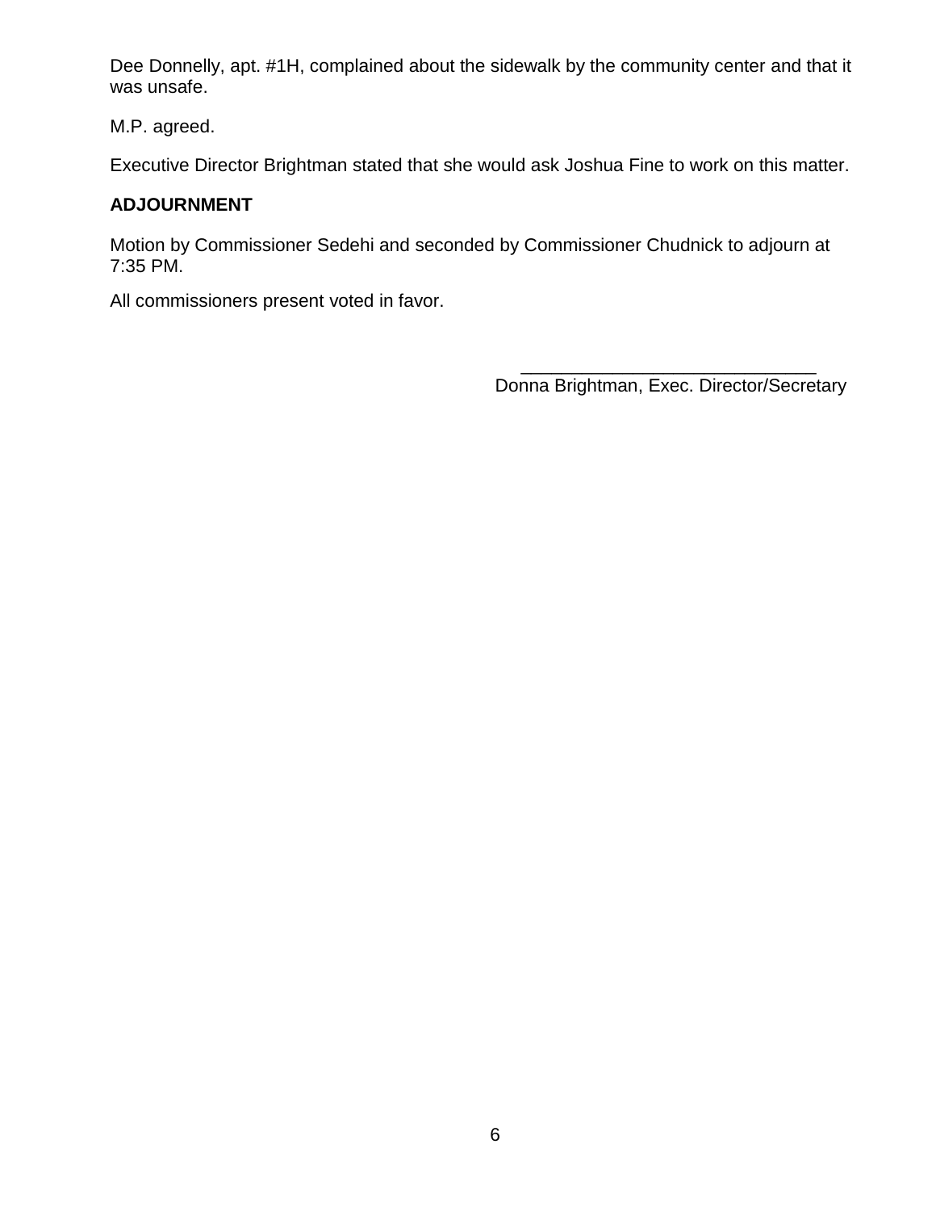Dee Donnelly, apt. #1H, complained about the sidewalk by the community center and that it was unsafe.

M.P. agreed.

Executive Director Brightman stated that she would ask Joshua Fine to work on this matter.

**ADJOURNMENT**

Motion by Commissioner Sedehi and seconded by Commissioner Chudnick to adjourn at 7:35 PM.

All commissioners present voted in favor.

\_\_\_\_\_\_\_\_\_\_\_\_\_\_\_\_\_\_\_\_\_\_\_\_\_\_\_\_\_\_

Donna Brightman, Exec. Director/Secretary